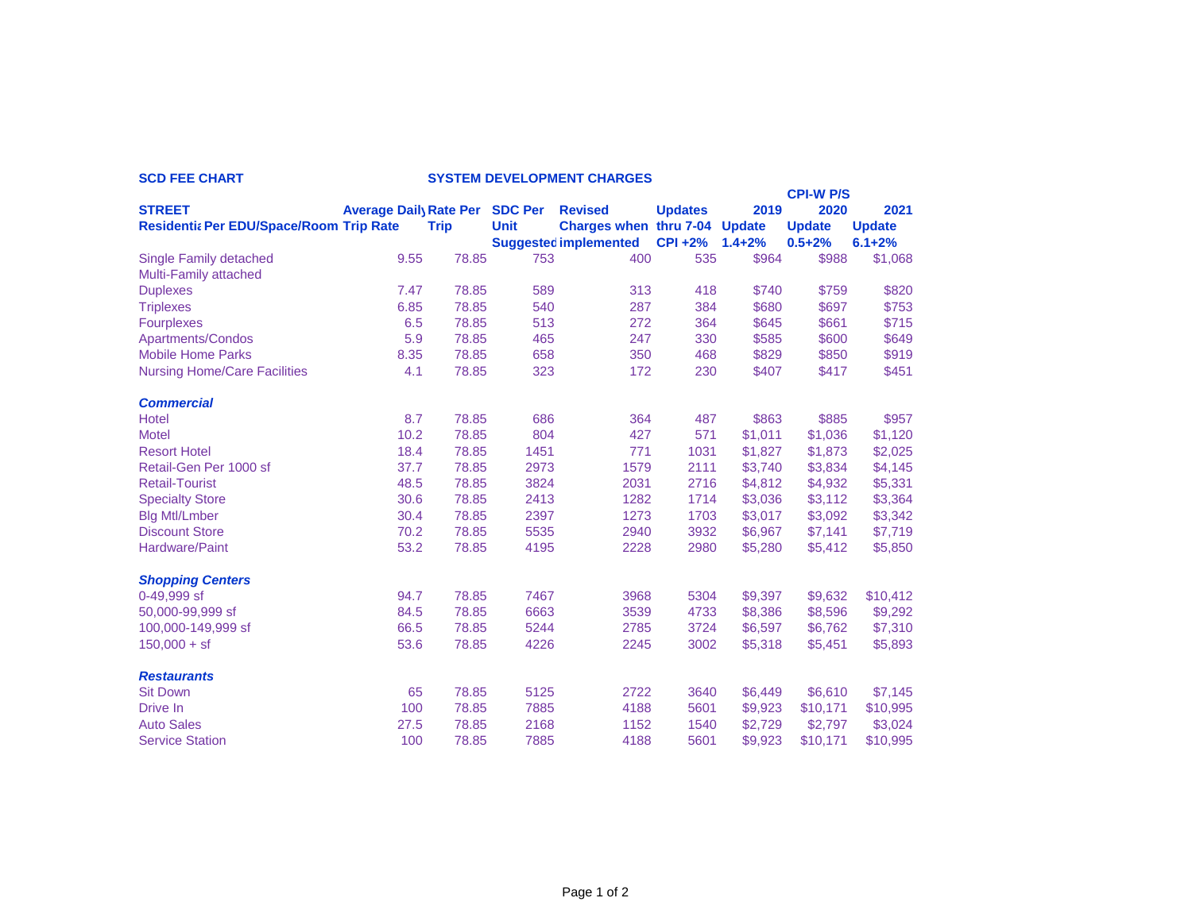**SCD FEE CHART** **SYSTEM DEVELOPMENT CHARGES**

| STREET Residentia Per EDU/Space/Room | Average Daily Trip Rate | Rate Per Trip | SDC Per Unit Suggested | Revised Charges when implemented | Updates thru 7-04 CPI +2% | 2019 Update 1.4+2% | CPI-W P/S 2020 Update 0.5+2% | 2021 Update 6.1+2% |
|---|---|---|---|---|---|---|---|---|
| Single Family detached | 9.55 | 78.85 | 753 | 400 | 535 | $964 | $988 | $1,068 |
| Multi-Family attached | | | | | | | | |
| Duplexes | 7.47 | 78.85 | 589 | 313 | 418 | $740 | $759 | $820 |
| Triplexes | 6.85 | 78.85 | 540 | 287 | 384 | $680 | $697 | $753 |
| Fourplexes | 6.5 | 78.85 | 513 | 272 | 364 | $645 | $661 | $715 |
| Apartments/Condos | 5.9 | 78.85 | 465 | 247 | 330 | $585 | $600 | $649 |
| Mobile Home Parks | 8.35 | 78.85 | 658 | 350 | 468 | $829 | $850 | $919 |
| Nursing Home/Care Facilities | 4.1 | 78.85 | 323 | 172 | 230 | $407 | $417 | $451 |
| ***Commercial*** | | | | | | | | |
| Hotel | 8.7 | 78.85 | 686 | 364 | 487 | $863 | $885 | $957 |
| Motel | 10.2 | 78.85 | 804 | 427 | 571 | $1,011 | $1,036 | $1,120 |
| Resort Hotel | 18.4 | 78.85 | 1451 | 771 | 1031 | $1,827 | $1,873 | $2,025 |
| Retail-Gen Per 1000 sf | 37.7 | 78.85 | 2973 | 1579 | 2111 | $3,740 | $3,834 | $4,145 |
| Retail-Tourist | 48.5 | 78.85 | 3824 | 2031 | 2716 | $4,812 | $4,932 | $5,331 |
| Specialty Store | 30.6 | 78.85 | 2413 | 1282 | 1714 | $3,036 | $3,112 | $3,364 |
| Blg Mtl/Lmber | 30.4 | 78.85 | 2397 | 1273 | 1703 | $3,017 | $3,092 | $3,342 |
| Discount Store | 70.2 | 78.85 | 5535 | 2940 | 3932 | $6,967 | $7,141 | $7,719 |
| Hardware/Paint | 53.2 | 78.85 | 4195 | 2228 | 2980 | $5,280 | $5,412 | $5,850 |
| ***Shopping Centers*** | | | | | | | | |
| 0-49,999 sf | 94.7 | 78.85 | 7467 | 3968 | 5304 | $9,397 | $9,632 | $10,412 |
| 50,000-99,999 sf | 84.5 | 78.85 | 6663 | 3539 | 4733 | $8,386 | $8,596 | $9,292 |
| 100,000-149,999 sf | 66.5 | 78.85 | 5244 | 2785 | 3724 | $6,597 | $6,762 | $7,310 |
| 150,000 + sf | 53.6 | 78.85 | 4226 | 2245 | 3002 | $5,318 | $5,451 | $5,893 |
| ***Restaurants*** | | | | | | | | |
| Sit Down | 65 | 78.85 | 5125 | 2722 | 3640 | $6,449 | $6,610 | $7,145 |
| Drive In | 100 | 78.85 | 7885 | 4188 | 5601 | $9,923 | $10,171 | $10,995 |
| Auto Sales | 27.5 | 78.85 | 2168 | 1152 | 1540 | $2,729 | $2,797 | $3,024 |
| Service Station | 100 | 78.85 | 7885 | 4188 | 5601 | $9,923 | $10,171 | $10,995 |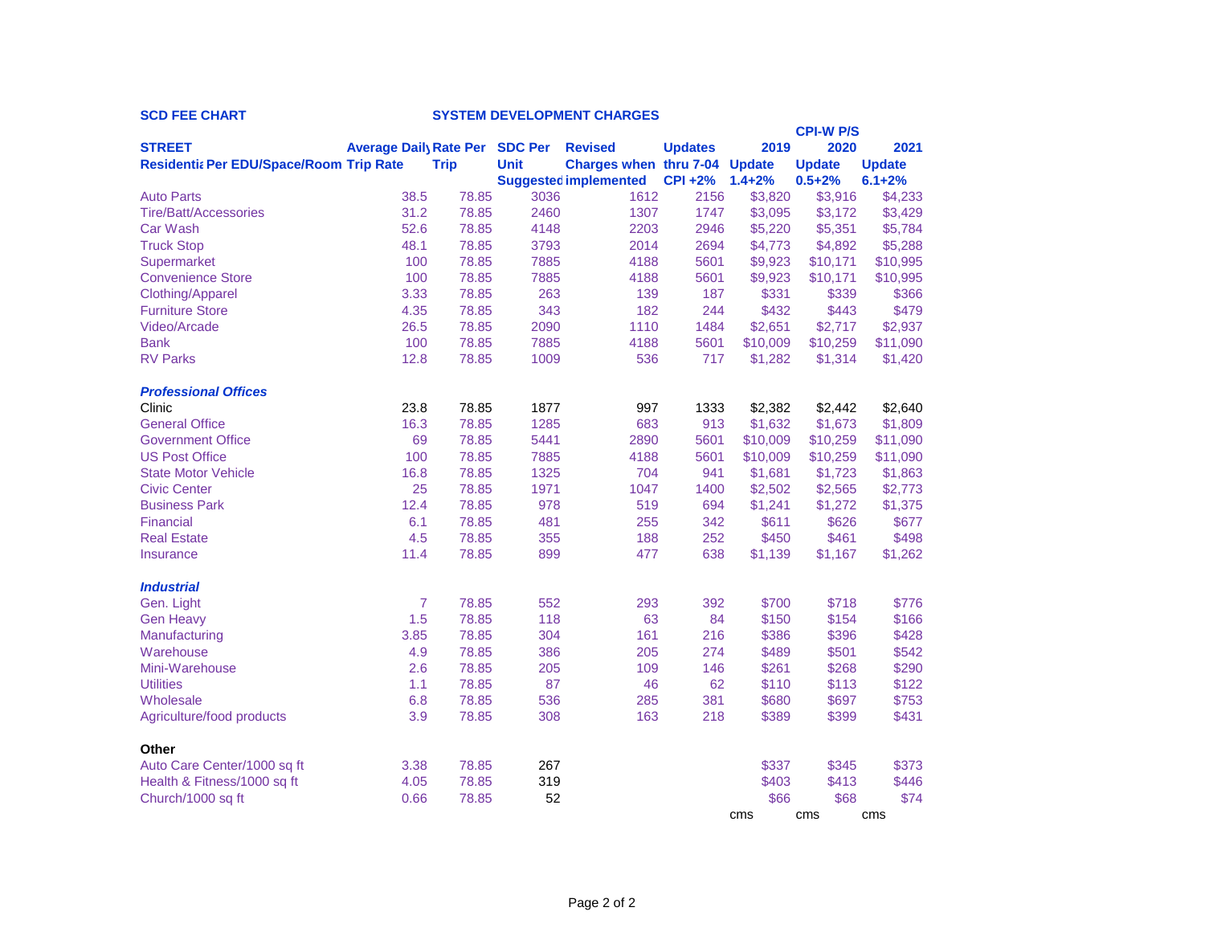**SCD FEE CHART** **SYSTEM DEVELOPMENT CHARGES**

| STREET Residentia Per EDU/Space/Room | Average Daily Trip Rate | Rate Per Trip | SDC Per Unit Suggested | Revised Charges when implemented | Updates thru 7-04 CPI +2% | 2019 Update 1.4+2% | CPI-W P/S 2020 Update 0.5+2% | 2021 Update 6.1+2% |
|---|---|---|---|---|---|---|---|---|
| Auto Parts | 38.5 | 78.85 | 3036 | 1612 | 2156 | $3,820 | $3,916 | $4,233 |
| Tire/Batt/Accessories | 31.2 | 78.85 | 2460 | 1307 | 1747 | $3,095 | $3,172 | $3,429 |
| Car Wash | 52.6 | 78.85 | 4148 | 2203 | 2946 | $5,220 | $5,351 | $5,784 |
| Truck Stop | 48.1 | 78.85 | 3793 | 2014 | 2694 | $4,773 | $4,892 | $5,288 |
| Supermarket | 100 | 78.85 | 7885 | 4188 | 5601 | $9,923 | $10,171 | $10,995 |
| Convenience Store | 100 | 78.85 | 7885 | 4188 | 5601 | $9,923 | $10,171 | $10,995 |
| Clothing/Apparel | 3.33 | 78.85 | 263 | 139 | 187 | $331 | $339 | $366 |
| Furniture Store | 4.35 | 78.85 | 343 | 182 | 244 | $432 | $443 | $479 |
| Video/Arcade | 26.5 | 78.85 | 2090 | 1110 | 1484 | $2,651 | $2,717 | $2,937 |
| Bank | 100 | 78.85 | 7885 | 4188 | 5601 | $10,009 | $10,259 | $11,090 |
| RV Parks | 12.8 | 78.85 | 1009 | 536 | 717 | $1,282 | $1,314 | $1,420 |
| ***Professional Offices*** | | | | | | | | |
| Clinic | 23.8 | 78.85 | 1877 | 997 | 1333 | $2,382 | $2,442 | $2,640 |
| General Office | 16.3 | 78.85 | 1285 | 683 | 913 | $1,632 | $1,673 | $1,809 |
| Government Office | 69 | 78.85 | 5441 | 2890 | 5601 | $10,009 | $10,259 | $11,090 |
| US Post Office | 100 | 78.85 | 7885 | 4188 | 5601 | $10,009 | $10,259 | $11,090 |
| State Motor Vehicle | 16.8 | 78.85 | 1325 | 704 | 941 | $1,681 | $1,723 | $1,863 |
| Civic Center | 25 | 78.85 | 1971 | 1047 | 1400 | $2,502 | $2,565 | $2,773 |
| Business Park | 12.4 | 78.85 | 978 | 519 | 694 | $1,241 | $1,272 | $1,375 |
| Financial | 6.1 | 78.85 | 481 | 255 | 342 | $611 | $626 | $677 |
| Real Estate | 4.5 | 78.85 | 355 | 188 | 252 | $450 | $461 | $498 |
| Insurance | 11.4 | 78.85 | 899 | 477 | 638 | $1,139 | $1,167 | $1,262 |
| ***Industrial*** | | | | | | | | |
| Gen. Light | 7 | 78.85 | 552 | 293 | 392 | $700 | $718 | $776 |
| Gen Heavy | 1.5 | 78.85 | 118 | 63 | 84 | $150 | $154 | $166 |
| Manufacturing | 3.85 | 78.85 | 304 | 161 | 216 | $386 | $396 | $428 |
| Warehouse | 4.9 | 78.85 | 386 | 205 | 274 | $489 | $501 | $542 |
| Mini-Warehouse | 2.6 | 78.85 | 205 | 109 | 146 | $261 | $268 | $290 |
| Utilities | 1.1 | 78.85 | 87 | 46 | 62 | $110 | $113 | $122 |
| Wholesale | 6.8 | 78.85 | 536 | 285 | 381 | $680 | $697 | $753 |
| Agriculture/food products | 3.9 | 78.85 | 308 | 163 | 218 | $389 | $399 | $431 |
| **Other** | | | | | | | | |
| Auto Care Center/1000 sq ft | 3.38 | 78.85 | 267 | | | $337 | $345 | $373 |
| Health & Fitness/1000 sq ft | 4.05 | 78.85 | 319 | | | $403 | $413 | $446 |
| Church/1000 sq ft | 0.66 | 78.85 | 52 | | | $66 | $68 | $74 |
| | | | | | | cms | cms | cms |